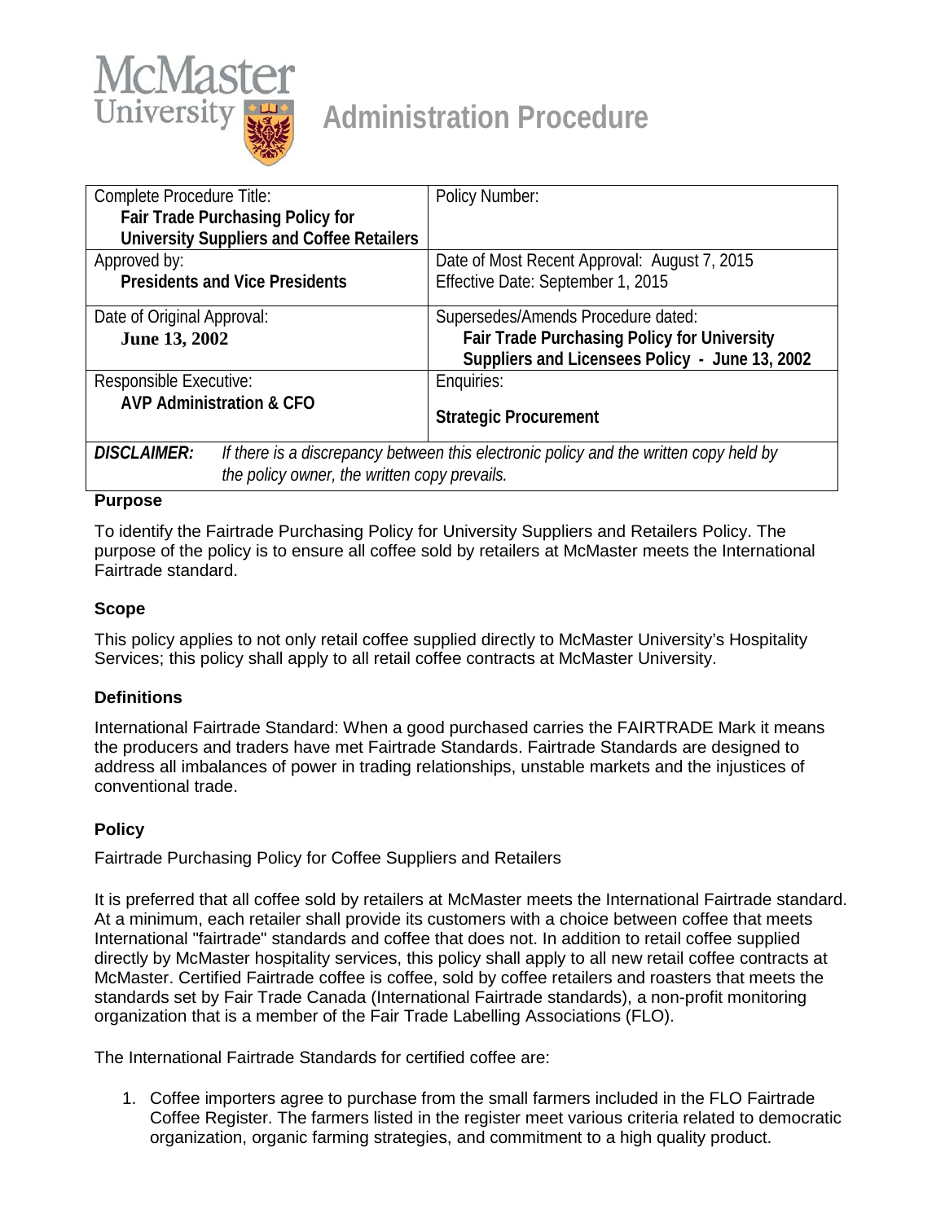# McMaster University Administration Procedure

| Complete Procedure Title: **Fair Trade Purchasing Policy for University Suppliers and Coffee Retailers** | Policy Number: |
|---|---|
| Approved by: **Presidents and Vice Presidents** | Date of Most Recent Approval: August 7, 2015<br>Effective Date: September 1, 2015 |
| Date of Original Approval: **June 13, 2002** | Supersedes/Amends Procedure dated: **Fair Trade Purchasing Policy for University Suppliers and Licensees Policy - June 13, 2002** |
| Responsible Executive: **AVP Administration & CFO** | Enquiries: **Strategic Procurement** |
| ***DISCLAIMER:*** *If there is a discrepancy between this electronic policy and the written copy held by the policy owner, the written copy prevails.* | |

## Purpose

To identify the Fairtrade Purchasing Policy for University Suppliers and Retailers Policy. The purpose of the policy is to ensure all coffee sold by retailers at McMaster meets the International Fairtrade standard.

## Scope

This policy applies to not only retail coffee supplied directly to McMaster University's Hospitality Services; this policy shall apply to all retail coffee contracts at McMaster University.

## Definitions

International Fairtrade Standard: When a good purchased carries the FAIRTRADE Mark it means the producers and traders have met Fairtrade Standards. Fairtrade Standards are designed to address all imbalances of power in trading relationships, unstable markets and the injustices of conventional trade.

## Policy

Fairtrade Purchasing Policy for Coffee Suppliers and Retailers

It is preferred that all coffee sold by retailers at McMaster meets the International Fairtrade standard. At a minimum, each retailer shall provide its customers with a choice between coffee that meets International "fairtrade" standards and coffee that does not. In addition to retail coffee supplied directly by McMaster hospitality services, this policy shall apply to all new retail coffee contracts at McMaster. Certified Fairtrade coffee is coffee, sold by coffee retailers and roasters that meets the standards set by Fair Trade Canada (International Fairtrade standards), a non-profit monitoring organization that is a member of the Fair Trade Labelling Associations (FLO).

The International Fairtrade Standards for certified coffee are:

1. Coffee importers agree to purchase from the small farmers included in the FLO Fairtrade Coffee Register. The farmers listed in the register meet various criteria related to democratic organization, organic farming strategies, and commitment to a high quality product.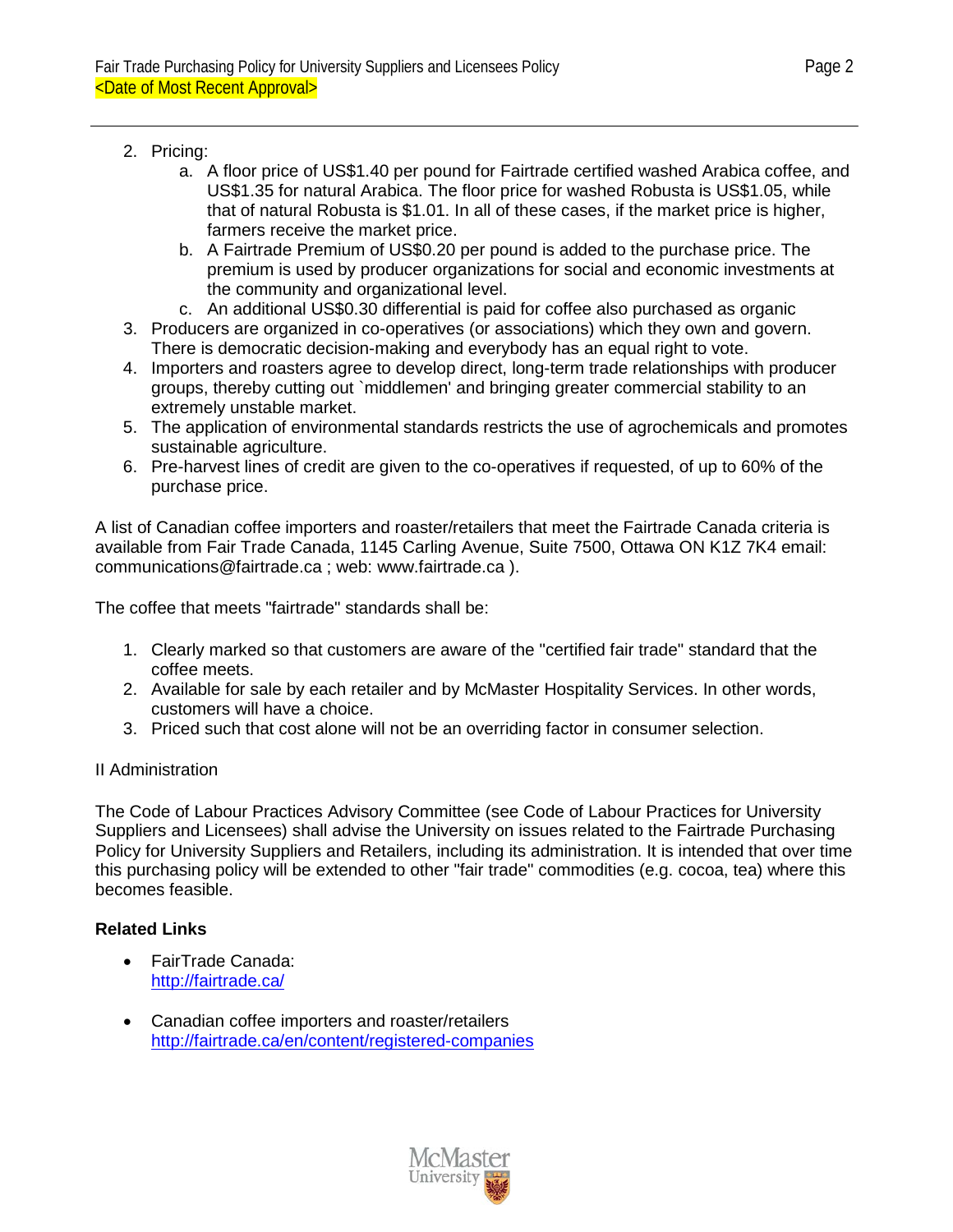2. Pricing:
   a. A floor price of US$1.40 per pound for Fairtrade certified washed Arabica coffee, and US$1.35 for natural Arabica. The floor price for washed Robusta is US$1.05, while that of natural Robusta is $1.01. In all of these cases, if the market price is higher, farmers receive the market price.
   b. A Fairtrade Premium of US$0.20 per pound is added to the purchase price. The premium is used by producer organizations for social and economic investments at the community and organizational level.
   c. An additional US$0.30 differential is paid for coffee also purchased as organic
3. Producers are organized in co-operatives (or associations) which they own and govern. There is democratic decision-making and everybody has an equal right to vote.
4. Importers and roasters agree to develop direct, long-term trade relationships with producer groups, thereby cutting out `middlemen' and bringing greater commercial stability to an extremely unstable market.
5. The application of environmental standards restricts the use of agrochemicals and promotes sustainable agriculture.
6. Pre-harvest lines of credit are given to the co-operatives if requested, of up to 60% of the purchase price.

A list of Canadian coffee importers and roaster/retailers that meet the Fairtrade Canada criteria is available from Fair Trade Canada, 1145 Carling Avenue, Suite 7500, Ottawa ON K1Z 7K4 email: communications@fairtrade.ca ; web: www.fairtrade.ca ).

The coffee that meets "fairtrade" standards shall be:

1. Clearly marked so that customers are aware of the "certified fair trade" standard that the coffee meets.
2. Available for sale by each retailer and by McMaster Hospitality Services. In other words, customers will have a choice.
3. Priced such that cost alone will not be an overriding factor in consumer selection.

II Administration

The Code of Labour Practices Advisory Committee (see Code of Labour Practices for University Suppliers and Licensees) shall advise the University on issues related to the Fairtrade Purchasing Policy for University Suppliers and Retailers, including its administration. It is intended that over time this purchasing policy will be extended to other "fair trade" commodities (e.g. cocoa, tea) where this becomes feasible.

**Related Links**

- FairTrade Canada:
  http://fairtrade.ca/
- Canadian coffee importers and roaster/retailers
  http://fairtrade.ca/en/content/registered-companies